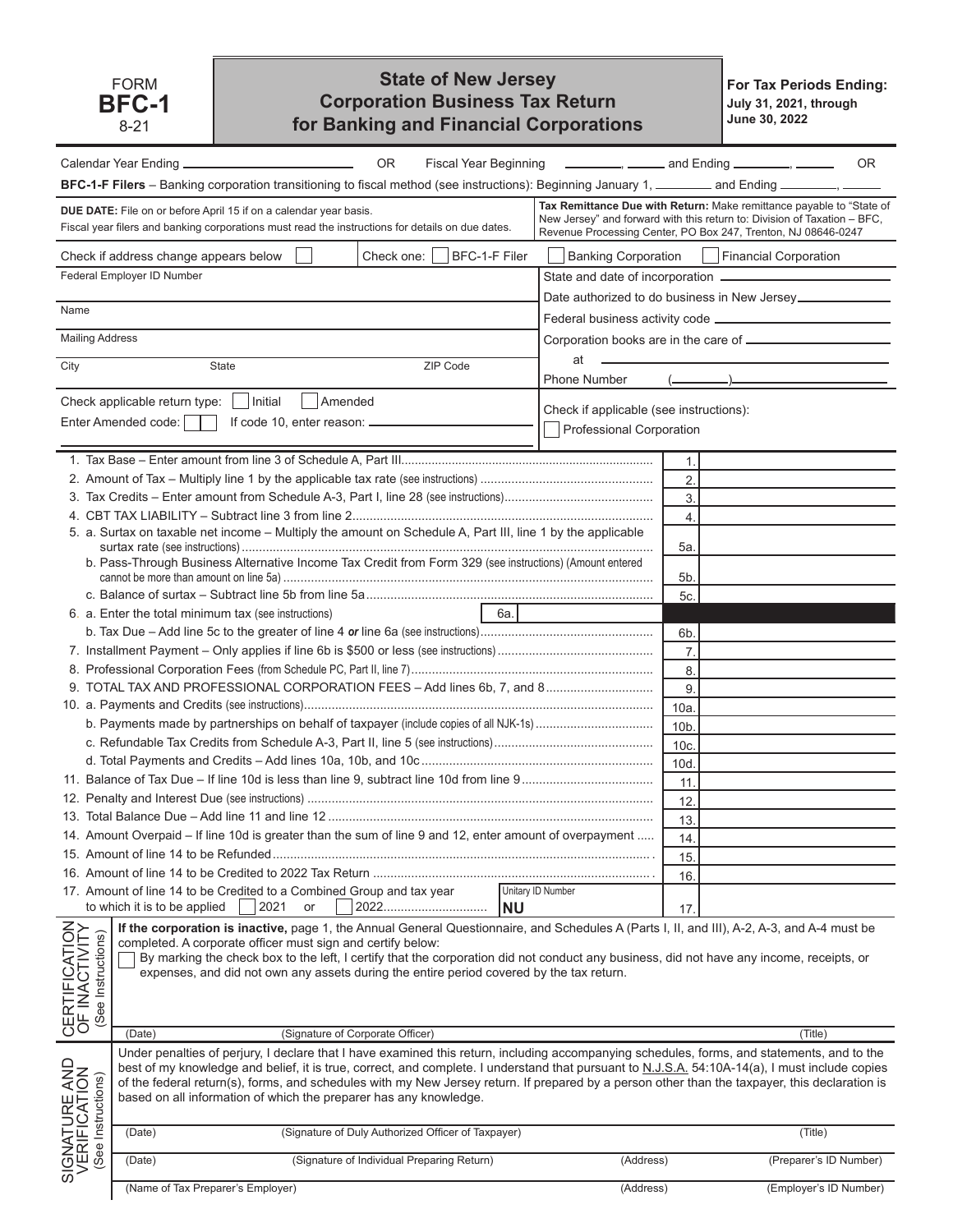FORM **BFC-1** 8-21

# State of New Jersey Corporation Business Tax Return for Banking and Financial Corporations

**For Tax Periods Ending: July 31, 2021, through June 30, 2022**

Calendar Year Ending ______________ OR Fiscal Year Beginning ________, ______ and Ending ________, ______ OR

**BFC-1-F Filers** – Banking corporation transitioning to fiscal method (see instructions): Beginning January 1, ________ and Ending ________, ______

**DUE DATE:** File on or before April 15 if on a calendar year basis.
Fiscal year filers and banking corporations must read the instructions for details on due dates.

**Tax Remittance Due with Return:** Make remittance payable to "State of New Jersey" and forward with this return to: Division of Taxation – BFC, Revenue Processing Center, PO Box 247, Trenton, NJ 08646-0247

Check if address change appears below ☐ Check one: ☐ BFC-1-F Filer ☐ Banking Corporation ☐ Financial Corporation

Federal Employer ID Number

Name

Mailing Address

City State ZIP Code

State and date of incorporation ______________

Date authorized to do business in New Jersey ______________

Federal business activity code ______________

Corporation books are in the care of ______________

at ______________

Phone Number (______)______________

Check applicable return type: ☐ Initial ☐ Amended

Enter Amended code: ☐☐ If code 10, enter reason: ______________

Check if applicable (see instructions):
☐ Professional Corporation

| Line | Description | | Amount |
|---|---|---|---|
| 1. | Tax Base – Enter amount from line 3 of Schedule A, Part III | 1. | |
| 2. | Amount of Tax – Multiply line 1 by the applicable tax rate (see instructions) | 2. | |
| 3. | Tax Credits – Enter amount from Schedule A-3, Part I, line 28 (see instructions) | 3. | |
| 4. | CBT TAX LIABILITY – Subtract line 3 from line 2 | 4. | |
| 5. | a. Surtax on taxable net income – Multiply the amount on Schedule A, Part III, line 1 by the applicable surtax rate (see instructions) | 5a. | |
| | b. Pass-Through Business Alternative Income Tax Credit from Form 329 (see instructions) (Amount entered cannot be more than amount on line 5a) | 5b. | |
| | c. Balance of surtax – Subtract line 5b from line 5a | 5c. | |
| 6. | a. Enter the total minimum tax (see instructions) 6a. ______ | | |
| | b. Tax Due – Add line 5c to the greater of line 4 *or* line 6a (see instructions) | 6b. | |
| 7. | Installment Payment – Only applies if line 6b is $500 or less (see instructions) | 7. | |
| 8. | Professional Corporation Fees (from Schedule PC, Part II, line 7) | 8. | |
| 9. | TOTAL TAX AND PROFESSIONAL CORPORATION FEES – Add lines 6b, 7, and 8 | 9. | |
| 10. | a. Payments and Credits (see instructions) | 10a. | |
| | b. Payments made by partnerships on behalf of taxpayer (include copies of all NJK-1s) | 10b. | |
| | c. Refundable Tax Credits from Schedule A-3, Part II, line 5 (see instructions) | 10c. | |
| | d. Total Payments and Credits – Add lines 10a, 10b, and 10c | 10d. | |
| 11. | Balance of Tax Due – If line 10d is less than line 9, subtract line 10d from line 9 | 11. | |
| 12. | Penalty and Interest Due (see instructions) | 12. | |
| 13. | Total Balance Due – Add line 11 and line 12 | 13. | |
| 14. | Amount Overpaid – If line 10d is greater than the sum of line 9 and 12, enter amount of overpayment | 14. | |
| 15. | Amount of line 14 to be Refunded | 15. | |
| 16. | Amount of line 14 to be Credited to 2022 Tax Return | 16. | |
| 17. | Amount of line 14 to be Credited to a Combined Group and tax year to which it is to be applied ☐ 2021 or ☐ 2022 Unitary ID Number NU______ | 17. | |

## CERTIFICATION OF INACTIVITY (See Instructions)

**If the corporation is inactive,** page 1, the Annual General Questionnaire, and Schedules A (Parts I, II, and III), A-2, A-3, and A-4 must be completed. A corporate officer must sign and certify below:

☐ By marking the check box to the left, I certify that the corporation did not conduct any business, did not have any income, receipts, or expenses, and did not own any assets during the entire period covered by the tax return.

(Date) (Signature of Corporate Officer) (Title)

## SIGNATURE AND VERIFICATION (See Instructions)

Under penalties of perjury, I declare that I have examined this return, including accompanying schedules, forms, and statements, and to the best of my knowledge and belief, it is true, correct, and complete. I understand that pursuant to N.J.S.A. 54:10A-14(a), I must include copies of the federal return(s), forms, and schedules with my New Jersey return. If prepared by a person other than the taxpayer, this declaration is based on all information of which the preparer has any knowledge.

(Date) (Signature of Duly Authorized Officer of Taxpayer) (Title)

(Date) (Signature of Individual Preparing Return) (Address) (Preparer's ID Number)

(Name of Tax Preparer's Employer) (Address) (Employer's ID Number)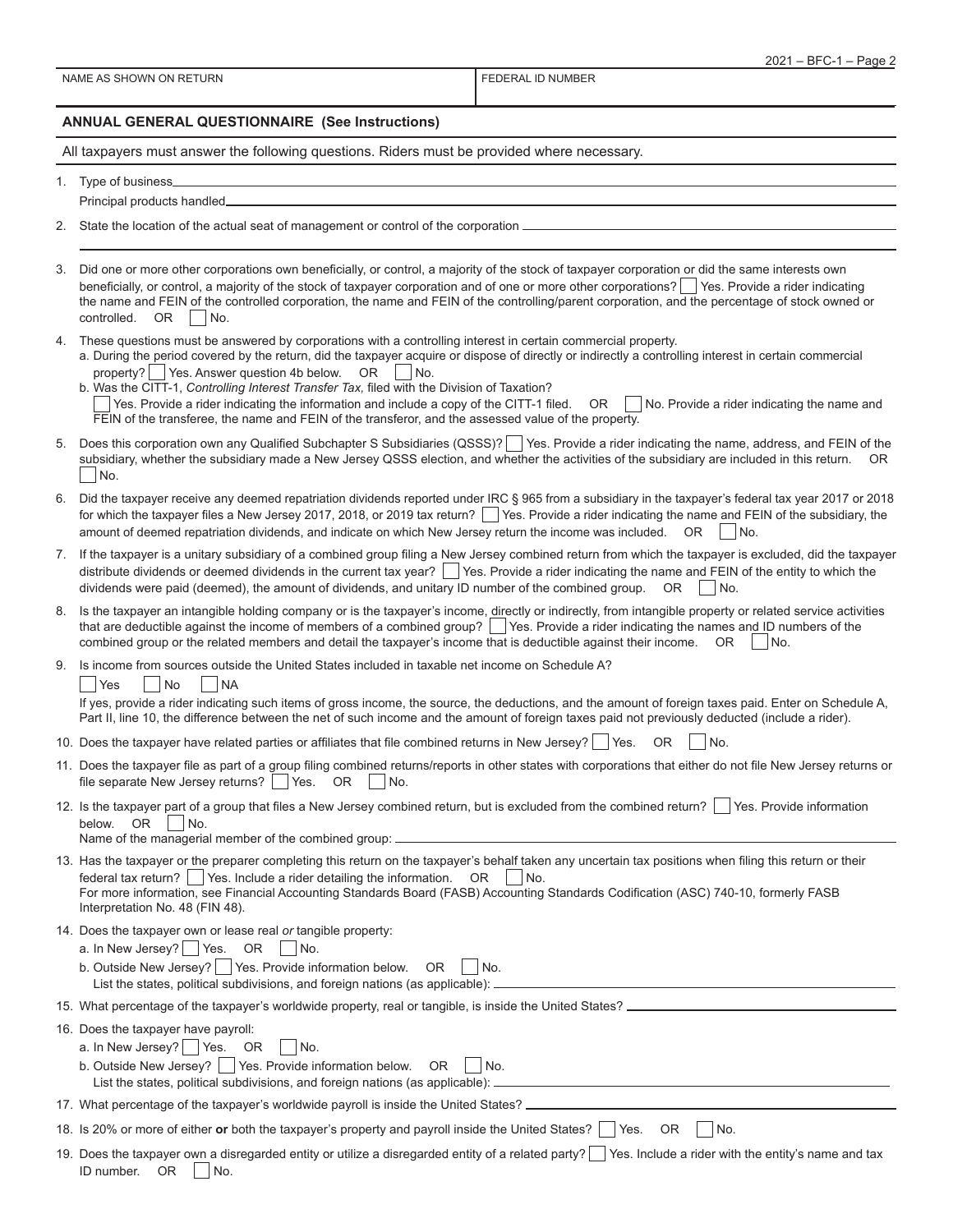| NAME AS SHOWN ON RETURN | FEDERAL ID NUMBER |
|---|---|
| | |

## ANNUAL GENERAL QUESTIONNAIRE (See Instructions)

All taxpayers must answer the following questions. Riders must be provided where necessary.

1. Type of business \_\_\_\_\_\_\_\_\_\_

   Principal products handled \_\_\_\_\_\_\_\_\_\_

2. State the location of the actual seat of management or control of the corporation \_\_\_\_\_\_\_\_\_\_

3. Did one or more other corporations own beneficially, or control, a majority of the stock of taxpayer corporation or did the same interests own beneficially, or control, a majority of the stock of taxpayer corporation and of one or more other corporations? ☐ Yes. Provide a rider indicating the name and FEIN of the controlled corporation, the name and FEIN of the controlling/parent corporation, and the percentage of stock owned or controlled. OR ☐ No.

4. These questions must be answered by corporations with a controlling interest in certain commercial property.
   a. During the period covered by the return, did the taxpayer acquire or dispose of directly or indirectly a controlling interest in certain commercial property? ☐ Yes. Answer question 4b below. OR ☐ No.
   b. Was the CITT-1, *Controlling Interest Transfer Tax,* filed with the Division of Taxation?
   ☐ Yes. Provide a rider indicating the information and include a copy of the CITT-1 filed. OR ☐ No. Provide a rider indicating the name and FEIN of the transferee, the name and FEIN of the transferor, and the assessed value of the property.

5. Does this corporation own any Qualified Subchapter S Subsidiaries (QSSS)? ☐ Yes. Provide a rider indicating the name, address, and FEIN of the subsidiary, whether the subsidiary made a New Jersey QSSS election, and whether the activities of the subsidiary are included in this return. OR ☐ No.

6. Did the taxpayer receive any deemed repatriation dividends reported under IRC § 965 from a subsidiary in the taxpayer's federal tax year 2017 or 2018 for which the taxpayer files a New Jersey 2017, 2018, or 2019 tax return? ☐ Yes. Provide a rider indicating the name and FEIN of the subsidiary, the amount of deemed repatriation dividends, and indicate on which New Jersey return the income was included. OR ☐ No.

7. If the taxpayer is a unitary subsidiary of a combined group filing a New Jersey combined return from which the taxpayer is excluded, did the taxpayer distribute dividends or deemed dividends in the current tax year? ☐ Yes. Provide a rider indicating the name and FEIN of the entity to which the dividends were paid (deemed), the amount of dividends, and unitary ID number of the combined group. OR ☐ No.

8. Is the taxpayer an intangible holding company or is the taxpayer's income, directly or indirectly, from intangible property or related service activities that are deductible against the income of members of a combined group? ☐ Yes. Provide a rider indicating the names and ID numbers of the combined group or the related members and detail the taxpayer's income that is deductible against their income. OR ☐ No.

9. Is income from sources outside the United States included in taxable net income on Schedule A?
   ☐ Yes ☐ No ☐ NA
   If yes, provide a rider indicating such items of gross income, the source, the deductions, and the amount of foreign taxes paid. Enter on Schedule A, Part II, line 10, the difference between the net of such income and the amount of foreign taxes paid not previously deducted (include a rider).

10. Does the taxpayer have related parties or affiliates that file combined returns in New Jersey? ☐ Yes. OR ☐ No.

11. Does the taxpayer file as part of a group filing combined returns/reports in other states with corporations that either do not file New Jersey returns or file separate New Jersey returns? ☐ Yes. OR ☐ No.

12. Is the taxpayer part of a group that files a New Jersey combined return, but is excluded from the combined return? ☐ Yes. Provide information below. OR ☐ No.
    Name of the managerial member of the combined group: \_\_\_\_\_\_\_\_\_\_

13. Has the taxpayer or the preparer completing this return on the taxpayer's behalf taken any uncertain tax positions when filing this return or their federal tax return? ☐ Yes. Include a rider detailing the information. OR ☐ No.
    For more information, see Financial Accounting Standards Board (FASB) Accounting Standards Codification (ASC) 740-10, formerly FASB Interpretation No. 48 (FIN 48).

14. Does the taxpayer own or lease real *or* tangible property:
    a. In New Jersey? ☐ Yes. OR ☐ No.
    b. Outside New Jersey? ☐ Yes. Provide information below. OR ☐ No.
    List the states, political subdivisions, and foreign nations (as applicable): \_\_\_\_\_\_\_\_\_\_

15. What percentage of the taxpayer's worldwide property, real or tangible, is inside the United States? \_\_\_\_\_\_\_\_\_\_

16. Does the taxpayer have payroll:
    a. In New Jersey? ☐ Yes. OR ☐ No.
    b. Outside New Jersey? ☐ Yes. Provide information below. OR ☐ No.
    List the states, political subdivisions, and foreign nations (as applicable): \_\_\_\_\_\_\_\_\_\_

17. What percentage of the taxpayer's worldwide payroll is inside the United States? \_\_\_\_\_\_\_\_\_\_

18. Is 20% or more of either **or** both the taxpayer's property and payroll inside the United States? ☐ Yes. OR ☐ No.

19. Does the taxpayer own a disregarded entity or utilize a disregarded entity of a related party? ☐ Yes. Include a rider with the entity's name and tax ID number. OR ☐ No.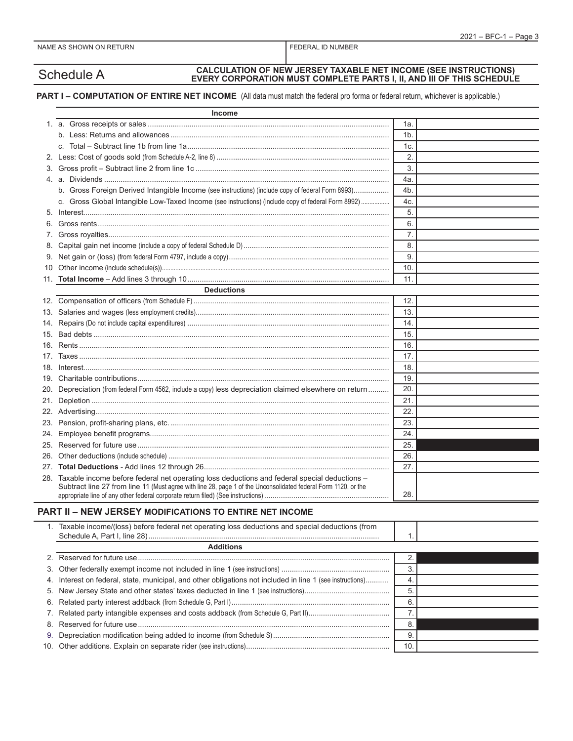NAME AS SHOWN ON RETURN | FEDERAL ID NUMBER

# Schedule A

**CALCULATION OF NEW JERSEY TAXABLE NET INCOME (SEE INSTRUCTIONS)**
**EVERY CORPORATION MUST COMPLETE PARTS I, II, AND III OF THIS SCHEDULE**

## PART I – COMPUTATION OF ENTIRE NET INCOME (All data must match the federal pro forma or federal return, whichever is applicable.)

| Income | Line | Amount |
|---|---|---|
| 1. a. Gross receipts or sales | 1a. | |
| b. Less: Returns and allowances | 1b. | |
| c. Total – Subtract line 1b from line 1a | 1c. | |
| 2. Less: Cost of goods sold (from Schedule A-2, line 8) | 2. | |
| 3. Gross profit – Subtract line 2 from line 1c | 3. | |
| 4. a. Dividends | 4a. | |
| b. Gross Foreign Derived Intangible Income (see instructions) (include copy of federal Form 8993) | 4b. | |
| c. Gross Global Intangible Low-Taxed Income (see instructions) (include copy of federal Form 8992) | 4c. | |
| 5. Interest | 5. | |
| 6. Gross rents | 6. | |
| 7. Gross royalties | 7. | |
| 8. Capital gain net income (include a copy of federal Schedule D) | 8. | |
| 9. Net gain or (loss) (from federal Form 4797, include a copy) | 9. | |
| 10 Other income (include schedule(s)) | 10. | |
| 11. **Total Income** – Add lines 3 through 10 | 11. | |

| Deductions | Line | Amount |
|---|---|---|
| 12. Compensation of officers (from Schedule F) | 12. | |
| 13. Salaries and wages (less employment credits) | 13. | |
| 14. Repairs (Do not include capital expenditures) | 14. | |
| 15. Bad debts | 15. | |
| 16. Rents | 16. | |
| 17. Taxes | 17. | |
| 18. Interest | 18. | |
| 19. Charitable contributions | 19. | |
| 20. Depreciation (from federal Form 4562, include a copy) less depreciation claimed elsewhere on return | 20. | |
| 21. Depletion | 21. | |
| 22. Advertising | 22. | |
| 23. Pension, profit-sharing plans, etc. | 23. | |
| 24. Employee benefit programs | 24. | |
| 25. Reserved for future use | 25. | |
| 26. Other deductions (include schedule) | 26. | |
| 27. **Total Deductions** - Add lines 12 through 26 | 27. | |
| 28. Taxable income before federal net operating loss deductions and federal special deductions – Subtract line 27 from line 11 (Must agree with line 28, page 1 of the Unconsolidated federal Form 1120, or the appropriate line of any other federal corporate return filed) (See instructions) | 28. | |

## PART II – NEW JERSEY MODIFICATIONS TO ENTIRE NET INCOME

| | Line | Amount |
|---|---|---|
| 1. Taxable income/(loss) before federal net operating loss deductions and special deductions (from Schedule A, Part I, line 28) | 1. | |
| **Additions** | | |
| 2. Reserved for future use | 2. | |
| 3. Other federally exempt income not included in line 1 (see instructions) | 3. | |
| 4. Interest on federal, state, municipal, and other obligations not included in line 1 (see instructions) | 4. | |
| 5. New Jersey State and other states' taxes deducted in line 1 (see instructions) | 5. | |
| 6. Related party interest addback (from Schedule G, Part I) | 6. | |
| 7. Related party intangible expenses and costs addback (from Schedule G, Part II) | 7. | |
| 8. Reserved for future use | 8. | |
| 9. Depreciation modification being added to income (from Schedule S) | 9. | |
| 10. Other additions. Explain on separate rider (see instructions) | 10. | |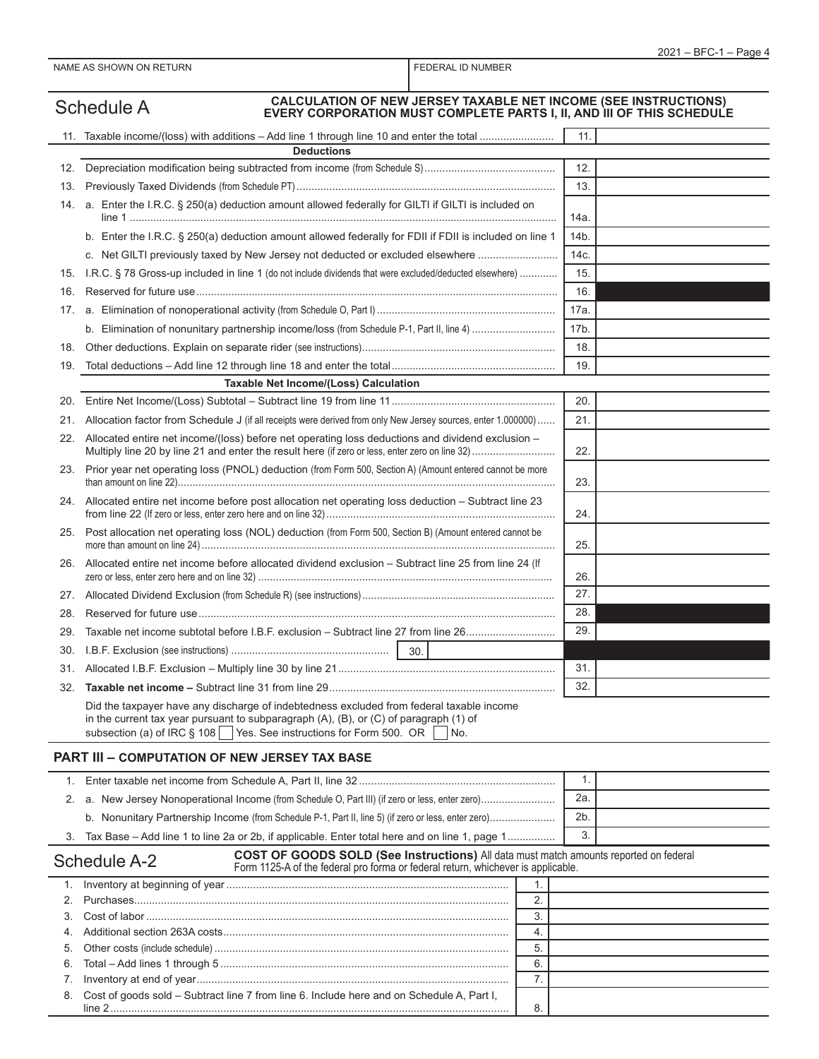NAME AS SHOWN ON RETURN | FEDERAL ID NUMBER

## Schedule A

**CALCULATION OF NEW JERSEY TAXABLE NET INCOME (SEE INSTRUCTIONS)**
**EVERY CORPORATION MUST COMPLETE PARTS I, II, AND III OF THIS SCHEDULE**

| | | | |
|---|---|---|---|
| 11. | Taxable income/(loss) with additions – Add line 1 through line 10 and enter the total | 11. | |
| | **Deductions** | | |
| 12. | Depreciation modification being subtracted from income (from Schedule S) | 12. | |
| 13. | Previously Taxed Dividends (from Schedule PT) | 13. | |
| 14. | a. Enter the I.R.C. § 250(a) deduction amount allowed federally for GILTI if GILTI is included on line 1 | 14a. | |
| | b. Enter the I.R.C. § 250(a) deduction amount allowed federally for FDII if FDII is included on line 1 | 14b. | |
| | c. Net GILTI previously taxed by New Jersey not deducted or excluded elsewhere | 14c. | |
| 15. | I.R.C. § 78 Gross-up included in line 1 (do not include dividends that were excluded/deducted elsewhere) | 15. | |
| 16. | Reserved for future use | 16. | |
| 17. | a. Elimination of nonoperational activity (from Schedule O, Part I) | 17a. | |
| | b. Elimination of nonunitary partnership income/loss (from Schedule P-1, Part II, line 4) | 17b. | |
| 18. | Other deductions. Explain on separate rider (see instructions) | 18. | |
| 19. | Total deductions – Add line 12 through line 18 and enter the total | 19. | |
| | **Taxable Net Income/(Loss) Calculation** | | |
| 20. | Entire Net Income/(Loss) Subtotal – Subtract line 19 from line 11 | 20. | |
| 21. | Allocation factor from Schedule J (if all receipts were derived from only New Jersey sources, enter 1.000000) | 21. | |
| 22. | Allocated entire net income/(loss) before net operating loss deductions and dividend exclusion – Multiply line 20 by line 21 and enter the result here (if zero or less, enter zero on line 32) | 22. | |
| 23. | Prior year net operating loss (PNOL) deduction (from Form 500, Section A) (Amount entered cannot be more than amount on line 22) | 23. | |
| 24. | Allocated entire net income before post allocation net operating loss deduction – Subtract line 23 from line 22 (If zero or less, enter zero here and on line 32) | 24. | |
| 25. | Post allocation net operating loss (NOL) deduction (from Form 500, Section B) (Amount entered cannot be more than amount on line 24) | 25. | |
| 26. | Allocated entire net income before allocated dividend exclusion – Subtract line 25 from line 24 (If zero or less, enter zero here and on line 32) | 26. | |
| 27. | Allocated Dividend Exclusion (from Schedule R) (see instructions) | 27. | |
| 28. | Reserved for future use | 28. | |
| 29. | Taxable net income subtotal before I.B.F. exclusion – Subtract line 27 from line 26 | 29. | |
| 30. | I.B.F. Exclusion (see instructions) 30. | | |
| 31. | Allocated I.B.F. Exclusion – Multiply line 30 by line 21 | 31. | |
| 32. | **Taxable net income –** Subtract line 31 from line 29 | 32. | |

Did the taxpayer have any discharge of indebtedness excluded from federal taxable income in the current tax year pursuant to subparagraph (A), (B), or (C) of paragraph (1) of subsection (a) of IRC § 108 ☐ Yes. See instructions for Form 500. OR ☐ No.

### PART III – COMPUTATION OF NEW JERSEY TAX BASE

| | | | |
|---|---|---|---|
| 1. | Enter taxable net income from Schedule A, Part II, line 32 | 1. | |
| 2. | a. New Jersey Nonoperational Income (from Schedule O, Part III) (if zero or less, enter zero) | 2a. | |
| | b. Nonunitary Partnership Income (from Schedule P-1, Part II, line 5) (if zero or less, enter zero) | 2b. | |
| 3. | Tax Base – Add line 1 to line 2a or 2b, if applicable. Enter total here and on line 1, page 1 | 3. | |

## Schedule A-2

**COST OF GOODS SOLD (See Instructions)** All data must match amounts reported on federal Form 1125-A of the federal pro forma or federal return, whichever is applicable.

| | | | |
|---|---|---|---|
| 1. | Inventory at beginning of year | 1. | |
| 2. | Purchases | 2. | |
| 3. | Cost of labor | 3. | |
| 4. | Additional section 263A costs | 4. | |
| 5. | Other costs (include schedule) | 5. | |
| 6. | Total – Add lines 1 through 5 | 6. | |
| 7. | Inventory at end of year | 7. | |
| 8. | Cost of goods sold – Subtract line 7 from line 6. Include here and on Schedule A, Part I, line 2 | 8. | |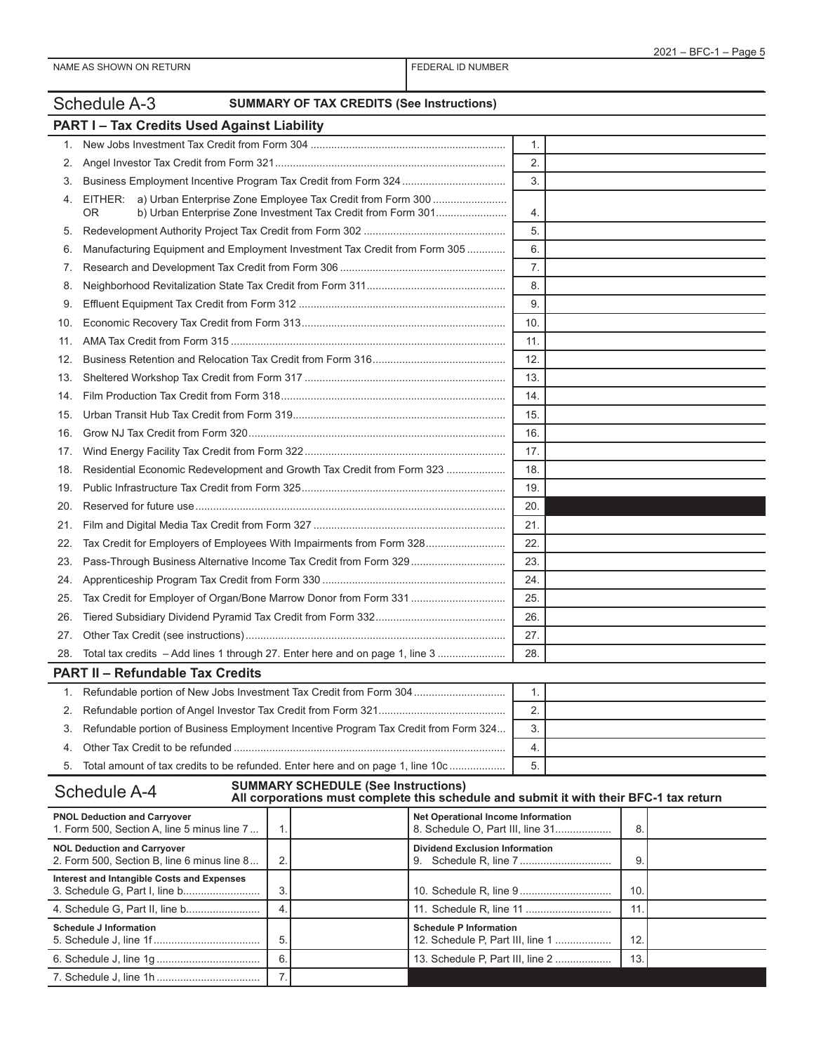| NAME AS SHOWN ON RETURN | FEDERAL ID NUMBER |
|---|---|
| | |

## Schedule A-3 SUMMARY OF TAX CREDITS (See Instructions)

### PART I – Tax Credits Used Against Liability

| | Description | Line | Amount |
|---|---|---|---|
| 1. | New Jobs Investment Tax Credit from Form 304 | 1. | |
| 2. | Angel Investor Tax Credit from Form 321 | 2. | |
| 3. | Business Employment Incentive Program Tax Credit from Form 324 | 3. | |
| 4. | EITHER: a) Urban Enterprise Zone Employee Tax Credit from Form 300 OR b) Urban Enterprise Zone Investment Tax Credit from Form 301 | 4. | |
| 5. | Redevelopment Authority Project Tax Credit from Form 302 | 5. | |
| 6. | Manufacturing Equipment and Employment Investment Tax Credit from Form 305 | 6. | |
| 7. | Research and Development Tax Credit from Form 306 | 7. | |
| 8. | Neighborhood Revitalization State Tax Credit from Form 311 | 8. | |
| 9. | Effluent Equipment Tax Credit from Form 312 | 9. | |
| 10. | Economic Recovery Tax Credit from Form 313 | 10. | |
| 11. | AMA Tax Credit from Form 315 | 11. | |
| 12. | Business Retention and Relocation Tax Credit from Form 316 | 12. | |
| 13. | Sheltered Workshop Tax Credit from Form 317 | 13. | |
| 14. | Film Production Tax Credit from Form 318 | 14. | |
| 15. | Urban Transit Hub Tax Credit from Form 319 | 15. | |
| 16. | Grow NJ Tax Credit from Form 320 | 16. | |
| 17. | Wind Energy Facility Tax Credit from Form 322 | 17. | |
| 18. | Residential Economic Redevelopment and Growth Tax Credit from Form 323 | 18. | |
| 19. | Public Infrastructure Tax Credit from Form 325 | 19. | |
| 20. | Reserved for future use | 20. | |
| 21. | Film and Digital Media Tax Credit from Form 327 | 21. | |
| 22. | Tax Credit for Employers of Employees With Impairments from Form 328 | 22. | |
| 23. | Pass-Through Business Alternative Income Tax Credit from Form 329 | 23. | |
| 24. | Apprenticeship Program Tax Credit from Form 330 | 24. | |
| 25. | Tax Credit for Employer of Organ/Bone Marrow Donor from Form 331 | 25. | |
| 26. | Tiered Subsidiary Dividend Pyramid Tax Credit from Form 332 | 26. | |
| 27. | Other Tax Credit (see instructions) | 27. | |
| 28. | Total tax credits – Add lines 1 through 27. Enter here and on page 1, line 3 | 28. | |

### PART II – Refundable Tax Credits

| | Description | Line | Amount |
|---|---|---|---|
| 1. | Refundable portion of New Jobs Investment Tax Credit from Form 304 | 1. | |
| 2. | Refundable portion of Angel Investor Tax Credit from Form 321 | 2. | |
| 3. | Refundable portion of Business Employment Incentive Program Tax Credit from Form 324 | 3. | |
| 4. | Other Tax Credit to be refunded | 4. | |
| 5. | Total amount of tax credits to be refunded. Enter here and on page 1, line 10c | 5. | |

## Schedule A-4 SUMMARY SCHEDULE (See Instructions)

**All corporations must complete this schedule and submit it with their BFC-1 tax return**

| Description | Line | Amount | Description | Line | Amount |
|---|---|---|---|---|---|
| **PNOL Deduction and Carryover** 1. Form 500, Section A, line 5 minus line 7 | 1. | | **Net Operational Income Information** 8. Schedule O, Part III, line 31 | 8. | |
| **NOL Deduction and Carryover** 2. Form 500, Section B, line 6 minus line 8 | 2. | | **Dividend Exclusion Information** 9. Schedule R, line 7 | 9. | |
| **Interest and Intangible Costs and Expenses** 3. Schedule G, Part I, line b | 3. | | 10. Schedule R, line 9 | 10. | |
| 4. Schedule G, Part II, line b | 4. | | 11. Schedule R, line 11 | 11. | |
| **Schedule J Information** 5. Schedule J, line 1f | 5. | | **Schedule P Information** 12. Schedule P, Part III, line 1 | 12. | |
| 6. Schedule J, line 1g | 6. | | 13. Schedule P, Part III, line 2 | 13. | |
| 7. Schedule J, line 1h | 7. | | | | |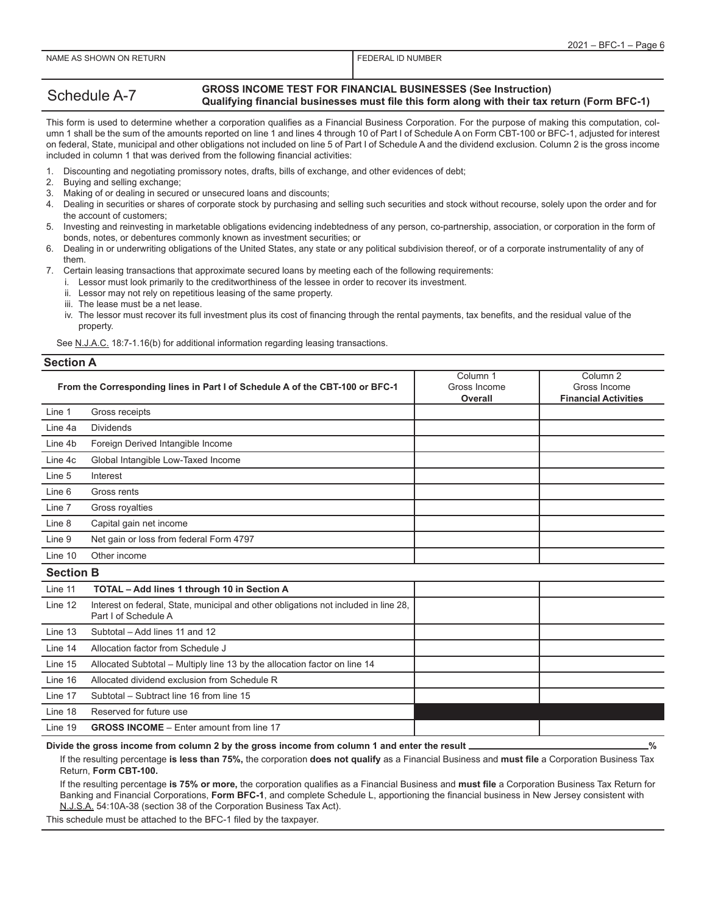| NAME AS SHOWN ON RETURN | FEDERAL ID NUMBER |
|---|---|
| | |

## Schedule A-7

**GROSS INCOME TEST FOR FINANCIAL BUSINESSES (See Instruction)**
**Qualifying financial businesses must file this form along with their tax return (Form BFC-1)**

This form is used to determine whether a corporation qualifies as a Financial Business Corporation. For the purpose of making this computation, column 1 shall be the sum of the amounts reported on line 1 and lines 4 through 10 of Part I of Schedule A on Form CBT-100 or BFC-1, adjusted for interest on federal, State, municipal and other obligations not included on line 5 of Part I of Schedule A and the dividend exclusion. Column 2 is the gross income included in column 1 that was derived from the following financial activities:

1. Discounting and negotiating promissory notes, drafts, bills of exchange, and other evidences of debt;
2. Buying and selling exchange;
3. Making of or dealing in secured or unsecured loans and discounts;
4. Dealing in securities or shares of corporate stock by purchasing and selling such securities and stock without recourse, solely upon the order and for the account of customers;
5. Investing and reinvesting in marketable obligations evidencing indebtedness of any person, co-partnership, association, or corporation in the form of bonds, notes, or debentures commonly known as investment securities; or
6. Dealing in or underwriting obligations of the United States, any state or any political subdivision thereof, or of a corporate instrumentality of any of them.
7. Certain leasing transactions that approximate secured loans by meeting each of the following requirements:
   i. Lessor must look primarily to the creditworthiness of the lessee in order to recover its investment.
   ii. Lessor may not rely on repetitious leasing of the same property.
   iii. The lease must be a net lease.
   iv. The lessor must recover its full investment plus its cost of financing through the rental payments, tax benefits, and the residual value of the property.

See N.J.A.C. 18:7-1.16(b) for additional information regarding leasing transactions.

### Section A

| | From the Corresponding lines in Part I of Schedule A of the CBT-100 or BFC-1 | Column 1 Gross Income **Overall** | Column 2 Gross Income **Financial Activities** |
|---|---|---|---|
| Line 1 | Gross receipts | | |
| Line 4a | Dividends | | |
| Line 4b | Foreign Derived Intangible Income | | |
| Line 4c | Global Intangible Low-Taxed Income | | |
| Line 5 | Interest | | |
| Line 6 | Gross rents | | |
| Line 7 | Gross royalties | | |
| Line 8 | Capital gain net income | | |
| Line 9 | Net gain or loss from federal Form 4797 | | |
| Line 10 | Other income | | |

### Section B

| | | Column 1 | Column 2 |
|---|---|---|---|
| Line 11 | **TOTAL – Add lines 1 through 10 in Section A** | | |
| Line 12 | Interest on federal, State, municipal and other obligations not included in line 28, Part I of Schedule A | | |
| Line 13 | Subtotal – Add lines 11 and 12 | | |
| Line 14 | Allocation factor from Schedule J | | |
| Line 15 | Allocated Subtotal – Multiply line 13 by the allocation factor on line 14 | | |
| Line 16 | Allocated dividend exclusion from Schedule R | | |
| Line 17 | Subtotal – Subtract line 16 from line 15 | | |
| Line 18 | Reserved for future use | | |
| Line 19 | **GROSS INCOME** – Enter amount from line 17 | | |

**Divide the gross income from column 2 by the gross income from column 1 and enter the result** ______________ **%**

If the resulting percentage **is less than 75%,** the corporation **does not qualify** as a Financial Business and **must file** a Corporation Business Tax Return, **Form CBT-100.**

If the resulting percentage **is 75% or more,** the corporation qualifies as a Financial Business and **must file** a Corporation Business Tax Return for Banking and Financial Corporations, **Form BFC-1**, and complete Schedule L, apportioning the financial business in New Jersey consistent with N.J.S.A. 54:10A-38 (section 38 of the Corporation Business Tax Act).

This schedule must be attached to the BFC-1 filed by the taxpayer.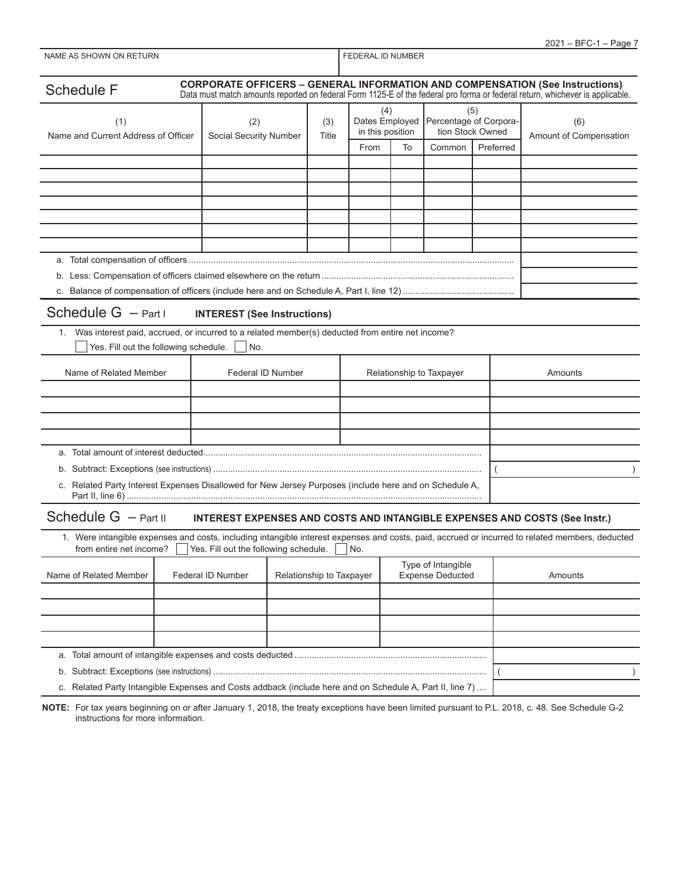| NAME AS SHOWN ON RETURN | FEDERAL ID NUMBER |
|---|---|
| | |

## Schedule F

**CORPORATE OFFICERS – GENERAL INFORMATION AND COMPENSATION (See Instructions)**
Data must match amounts reported on federal Form 1125-E of the federal pro forma or federal return, whichever is applicable.

| (1) Name and Current Address of Officer | (2) Social Security Number | (3) Title | (4) Dates Employed in this position | | (5) Percentage of Corporation Stock Owned | | (6) Amount of Compensation |
|---|---|---|---|---|---|---|---|
| | | | From | To | Common | Preferred | |
| | | | | | | | |
| | | | | | | | |
| | | | | | | | |
| | | | | | | | |
| | | | | | | | |
| | | | | | | | |
| | | | | | | | |

| | |
|---|---|
| a. Total compensation of officers | |
| b. Less: Compensation of officers claimed elsewhere on the return | |
| c. Balance of compensation of officers (include here and on Schedule A, Part I, line 12) | |

## Schedule G – Part I **INTEREST (See Instructions)**

1. Was interest paid, accrued, or incurred to a related member(s) deducted from entire net income?
☐ Yes. Fill out the following schedule. ☐ No.

| Name of Related Member | Federal ID Number | Relationship to Taxpayer | Amounts |
|---|---|---|---|
| | | | |
| | | | |
| | | | |
| | | | |

| | |
|---|---|
| a. Total amount of interest deducted | |
| b. Subtract: Exceptions (see instructions) | ( ) |
| c. Related Party Interest Expenses Disallowed for New Jersey Purposes (include here and on Schedule A, Part II, line 6) | |

## Schedule G – Part II **INTEREST EXPENSES AND COSTS AND INTANGIBLE EXPENSES AND COSTS (See Instr.)**

1. Were intangible expenses and costs, including intangible interest expenses and costs, paid, accrued or incurred to related members, deducted from entire net income? ☐ Yes. Fill out the following schedule. ☐ No.

| Name of Related Member | Federal ID Number | Relationship to Taxpayer | Type of Intangible Expense Deducted | Amounts |
|---|---|---|---|---|
| | | | | |
| | | | | |
| | | | | |
| | | | | |

| | |
|---|---|
| a. Total amount of intangible expenses and costs deducted | |
| b. Subtract: Exceptions (see instructions) | ( ) |
| c. Related Party Intangible Expenses and Costs addback (include here and on Schedule A, Part II, line 7) | |

**NOTE:** For tax years beginning on or after January 1, 2018, the treaty exceptions have been limited pursuant to P.L. 2018, c. 48. See Schedule G-2 instructions for more information.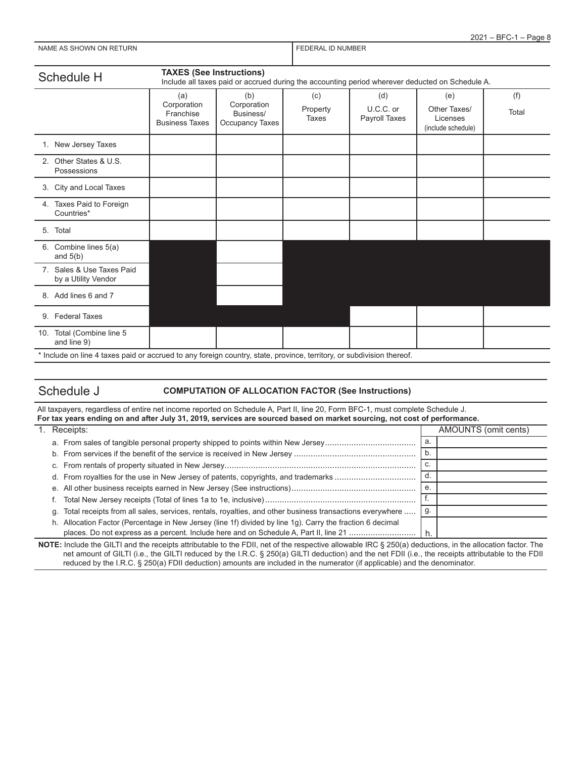| NAME AS SHOWN ON RETURN | FEDERAL ID NUMBER |
|---|---|
| | |

## Schedule H

**TAXES (See Instructions)**
Include all taxes paid or accrued during the accounting period wherever deducted on Schedule A.

| | (a) Corporation Franchise Business Taxes | (b) Corporation Business/ Occupancy Taxes | (c) Property Taxes | (d) U.C.C. or Payroll Taxes | (e) Other Taxes/ Licenses (include schedule) | (f) Total |
|---|---|---|---|---|---|---|
| 1. New Jersey Taxes | | | | | | |
| 2. Other States & U.S. Possessions | | | | | | |
| 3. City and Local Taxes | | | | | | |
| 4. Taxes Paid to Foreign Countries* | | | | | | |
| 5. Total | | | | | | |
| 6. Combine lines 5(a) and 5(b) | | | | | | |
| 7. Sales & Use Taxes Paid by a Utility Vendor | | | | | | |
| 8. Add lines 6 and 7 | | | | | | |
| 9. Federal Taxes | | | | | | |
| 10. Total (Combine line 5 and line 9) | | | | | | |

\* Include on line 4 taxes paid or accrued to any foreign country, state, province, territory, or subdivision thereof.

## Schedule J

**COMPUTATION OF ALLOCATION FACTOR (See Instructions)**

All taxpayers, regardless of entire net income reported on Schedule A, Part II, line 20, Form BFC-1, must complete Schedule J.
**For tax years ending on and after July 31, 2019, services are sourced based on market sourcing, not cost of performance.**

| 1. Receipts: | | AMOUNTS (omit cents) |
|---|---|---|
| a. From sales of tangible personal property shipped to points within New Jersey | a. | |
| b. From services if the benefit of the service is received in New Jersey | b. | |
| c. From rentals of property situated in New Jersey | c. | |
| d. From royalties for the use in New Jersey of patents, copyrights, and trademarks | d. | |
| e. All other business receipts earned in New Jersey (See instructions) | e. | |
| f. Total New Jersey receipts (Total of lines 1a to 1e, inclusive) | f. | |
| g. Total receipts from all sales, services, rentals, royalties, and other business transactions everywhere | g. | |
| h. Allocation Factor (Percentage in New Jersey (line 1f) divided by line 1g). Carry the fraction 6 decimal places. Do not express as a percent. Include here and on Schedule A, Part II, line 21 | h. | |

**NOTE:** Include the GILTI and the receipts attributable to the FDII, net of the respective allowable IRC § 250(a) deductions, in the allocation factor. The net amount of GILTI (i.e., the GILTI reduced by the I.R.C. § 250(a) GILTI deduction) and the net FDII (i.e., the receipts attributable to the FDII reduced by the I.R.C. § 250(a) FDII deduction) amounts are included in the numerator (if applicable) and the denominator.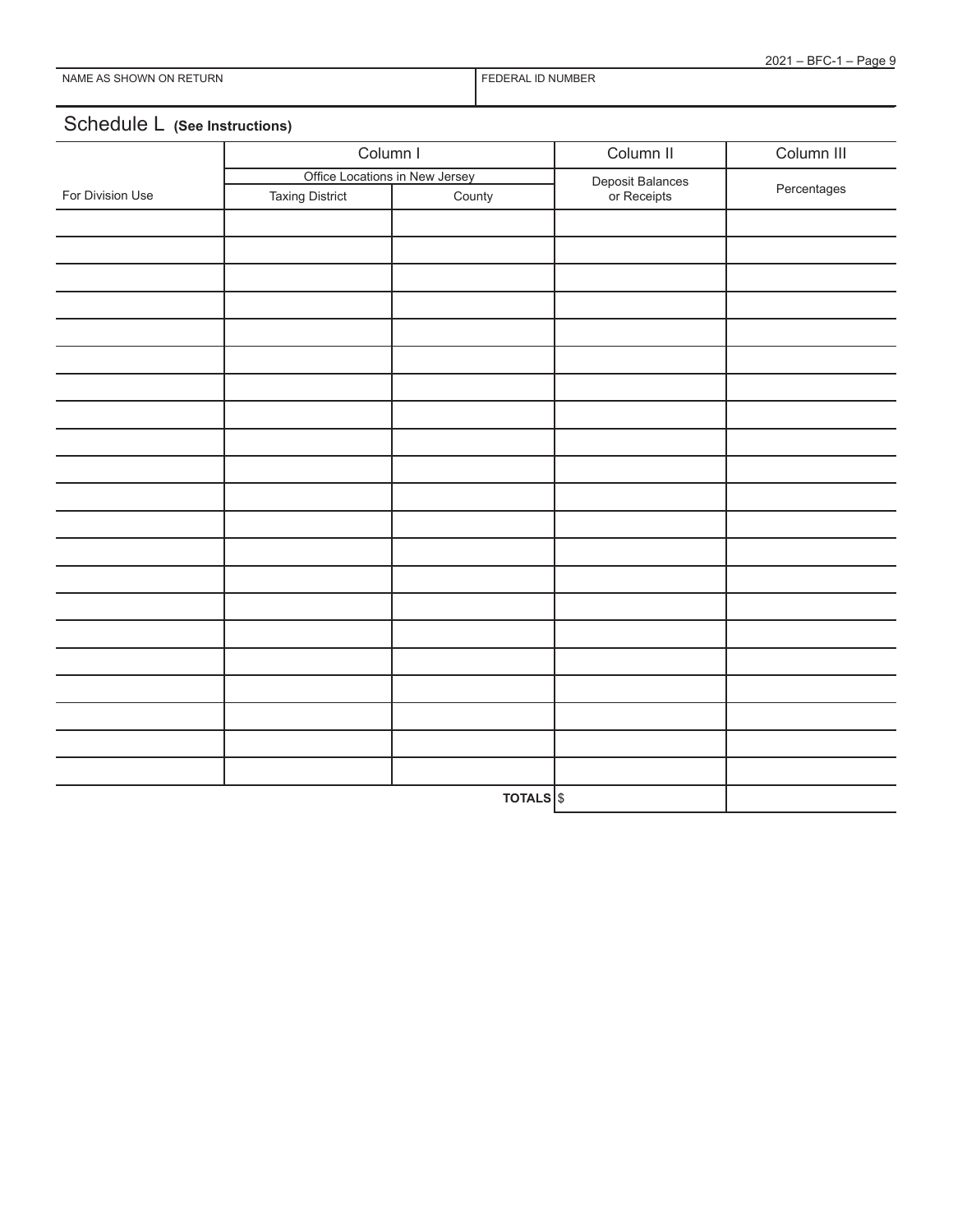| NAME AS SHOWN ON RETURN | FEDERAL ID NUMBER |
|---|---|
| | |

## Schedule L **(See Instructions)**

| | Column I | | Column II | Column III |
|---|---|---|---|---|
| | Office Locations in New Jersey | | Deposit Balances or Receipts | Percentages |
| For Division Use | Taxing District | County | | |
| | | | | |
| | | | | |
| | | | | |
| | | | | |
| | | | | |
| | | | | |
| | | | | |
| | | | | |
| | | | | |
| | | | | |
| | | | | |
| | | | | |
| | | | | |
| | | | | |
| | | | | |
| | | | | |
| | | | | |
| | | | | |
| | | | | |
| | | | | |
| | | | | |
| | | **TOTALS** | $ | |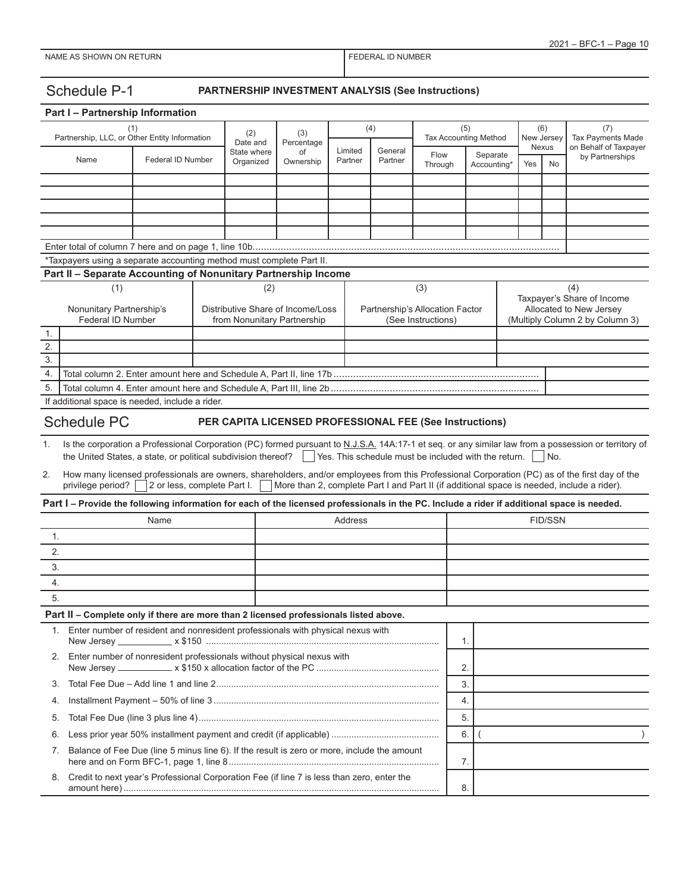NAME AS SHOWN ON RETURN | FEDERAL ID NUMBER

## Schedule P-1 PARTNERSHIP INVESTMENT ANALYSIS (See Instructions)

### Part I – Partnership Information

| (1) Partnership, LLC, or Other Entity Information | | (2) Date and State where Organized | (3) Percentage of Ownership | (4) | | (5) Tax Accounting Method | | (6) New Jersey Nexus | | (7) Tax Payments Made on Behalf of Taxpayer by Partnerships |
|---|---|---|---|---|---|---|---|---|---|---|
| Name | Federal ID Number | | | Limited Partner | General Partner | Flow Through | Separate Accounting* | Yes | No | |
| | | | | | | | | | | |
| | | | | | | | | | | |
| | | | | | | | | | | |
| | | | | | | | | | | |
| | | | | | | | | | | |
| Enter total of column 7 here and on page 1, line 10b | | | | | | | | | | |

*Taxpayers using a separate accounting method must complete Part II.

### Part II – Separate Accounting of Nonunitary Partnership Income

| | (1) Nonunitary Partnership's Federal ID Number | (2) Distributive Share of Income/Loss from Nonunitary Partnership | (3) Partnership's Allocation Factor (See Instructions) | (4) Taxpayer's Share of Income Allocated to New Jersey (Multiply Column 2 by Column 3) |
|---|---|---|---|---|
| 1. | | | | |
| 2. | | | | |
| 3. | | | | |
| 4. | Total column 2. Enter amount here and Schedule A, Part II, line 17b | | | |
| 5. | Total column 4. Enter amount here and Schedule A, Part III, line 2b | | | |

If additional space is needed, include a rider.

## Schedule PC PER CAPITA LICENSED PROFESSIONAL FEE (See Instructions)

1. Is the corporation a Professional Corporation (PC) formed pursuant to N.J.S.A. 14A:17-1 et seq. or any similar law from a possession or territory of the United States, a state, or political subdivision thereof? ☐ Yes. This schedule must be included with the return. ☐ No.
2. How many licensed professionals are owners, shareholders, and/or employees from this Professional Corporation (PC) as of the first day of the privilege period? ☐ 2 or less, complete Part I. ☐ More than 2, complete Part I and Part II (if additional space is needed, include a rider).

**Part I – Provide the following information for each of the licensed professionals in the PC. Include a rider if additional space is needed.**

| | Name | Address | FID/SSN |
|---|---|---|---|
| 1. | | | |
| 2. | | | |
| 3. | | | |
| 4. | | | |
| 5. | | | |

**Part II – Complete only if there are more than 2 licensed professionals listed above.**

| | | | |
|---|---|---|---|
| 1. | Enter number of resident and nonresident professionals with physical nexus with New Jersey ________ x $150 | 1. | |
| 2. | Enter number of nonresident professionals without physical nexus with New Jersey ________ x $150 x allocation factor of the PC | 2. | |
| 3. | Total Fee Due – Add line 1 and line 2 | 3. | |
| 4. | Installment Payment – 50% of line 3 | 4. | |
| 5. | Total Fee Due (line 3 plus line 4) | 5. | |
| 6. | Less prior year 50% installment payment and credit (if applicable) | 6. | ( ) |
| 7. | Balance of Fee Due (line 5 minus line 6). If the result is zero or more, include the amount here and on Form BFC-1, page 1, line 8 | 7. | |
| 8. | Credit to next year's Professional Corporation Fee (if line 7 is less than zero, enter the amount here) | 8. | |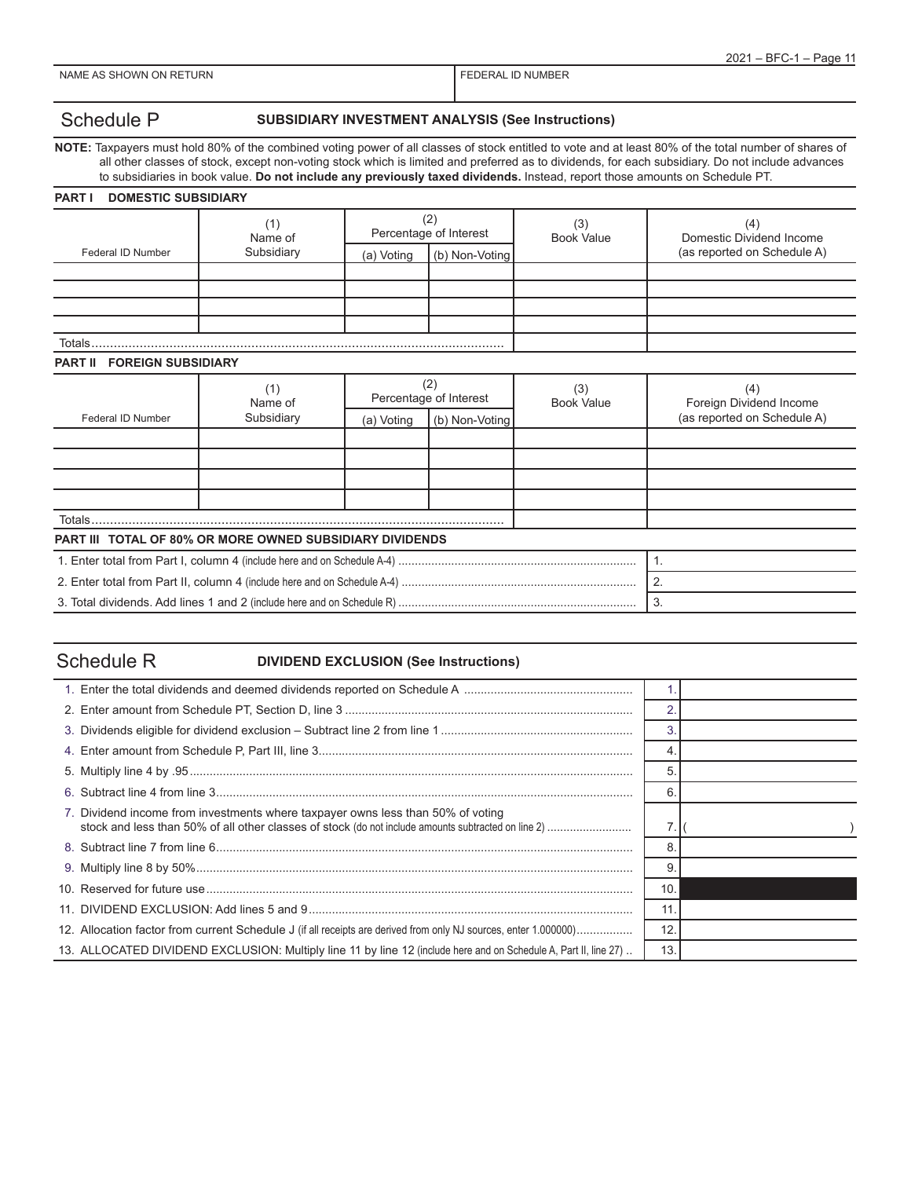| NAME AS SHOWN ON RETURN | FEDERAL ID NUMBER |
|---|---|
| | |

## Schedule P — SUBSIDIARY INVESTMENT ANALYSIS (See Instructions)

**NOTE:** Taxpayers must hold 80% of the combined voting power of all classes of stock entitled to vote and at least 80% of the total number of shares of all other classes of stock, except non-voting stock which is limited and preferred as to dividends, for each subsidiary. Do not include advances to subsidiaries in book value. **Do not include any previously taxed dividends.** Instead, report those amounts on Schedule PT.

### PART I DOMESTIC SUBSIDIARY

| Federal ID Number | (1) Name of Subsidiary | (2) Percentage of Interest | | (3) Book Value | (4) Domestic Dividend Income (as reported on Schedule A) |
|---|---|---|---|---|---|
| | | (a) Voting | (b) Non-Voting | | |
| | | | | | |
| | | | | | |
| | | | | | |
| | | | | | |
| Totals | | | | | |

### PART II FOREIGN SUBSIDIARY

| Federal ID Number | (1) Name of Subsidiary | (2) Percentage of Interest | | (3) Book Value | (4) Foreign Dividend Income (as reported on Schedule A) |
|---|---|---|---|---|---|
| | | (a) Voting | (b) Non-Voting | | |
| | | | | | |
| | | | | | |
| | | | | | |
| | | | | | |
| Totals | | | | | |

### PART III TOTAL OF 80% OR MORE OWNED SUBSIDIARY DIVIDENDS

| | | |
|---|---|---|
| 1. Enter total from Part I, column 4 (include here and on Schedule A-4) | 1. | |
| 2. Enter total from Part II, column 4 (include here and on Schedule A-4) | 2. | |
| 3. Total dividends. Add lines 1 and 2 (include here and on Schedule R) | 3. | |

## Schedule R — DIVIDEND EXCLUSION (See Instructions)

| | | |
|---|---|---|
| 1. Enter the total dividends and deemed dividends reported on Schedule A | 1. | |
| 2. Enter amount from Schedule PT, Section D, line 3 | 2. | |
| 3. Dividends eligible for dividend exclusion – Subtract line 2 from line 1 | 3. | |
| 4. Enter amount from Schedule P, Part III, line 3 | 4. | |
| 5. Multiply line 4 by .95 | 5. | |
| 6. Subtract line 4 from line 3 | 6. | |
| 7. Dividend income from investments where taxpayer owns less than 50% of voting stock and less than 50% of all other classes of stock (do not include amounts subtracted on line 2) | 7. | ( ) |
| 8. Subtract line 7 from line 6 | 8. | |
| 9. Multiply line 8 by 50% | 9. | |
| 10. Reserved for future use | 10. | |
| 11. DIVIDEND EXCLUSION: Add lines 5 and 9 | 11. | |
| 12. Allocation factor from current Schedule J (if all receipts are derived from only NJ sources, enter 1.000000) | 12. | |
| 13. ALLOCATED DIVIDEND EXCLUSION: Multiply line 11 by line 12 (include here and on Schedule A, Part II, line 27) | 13. | |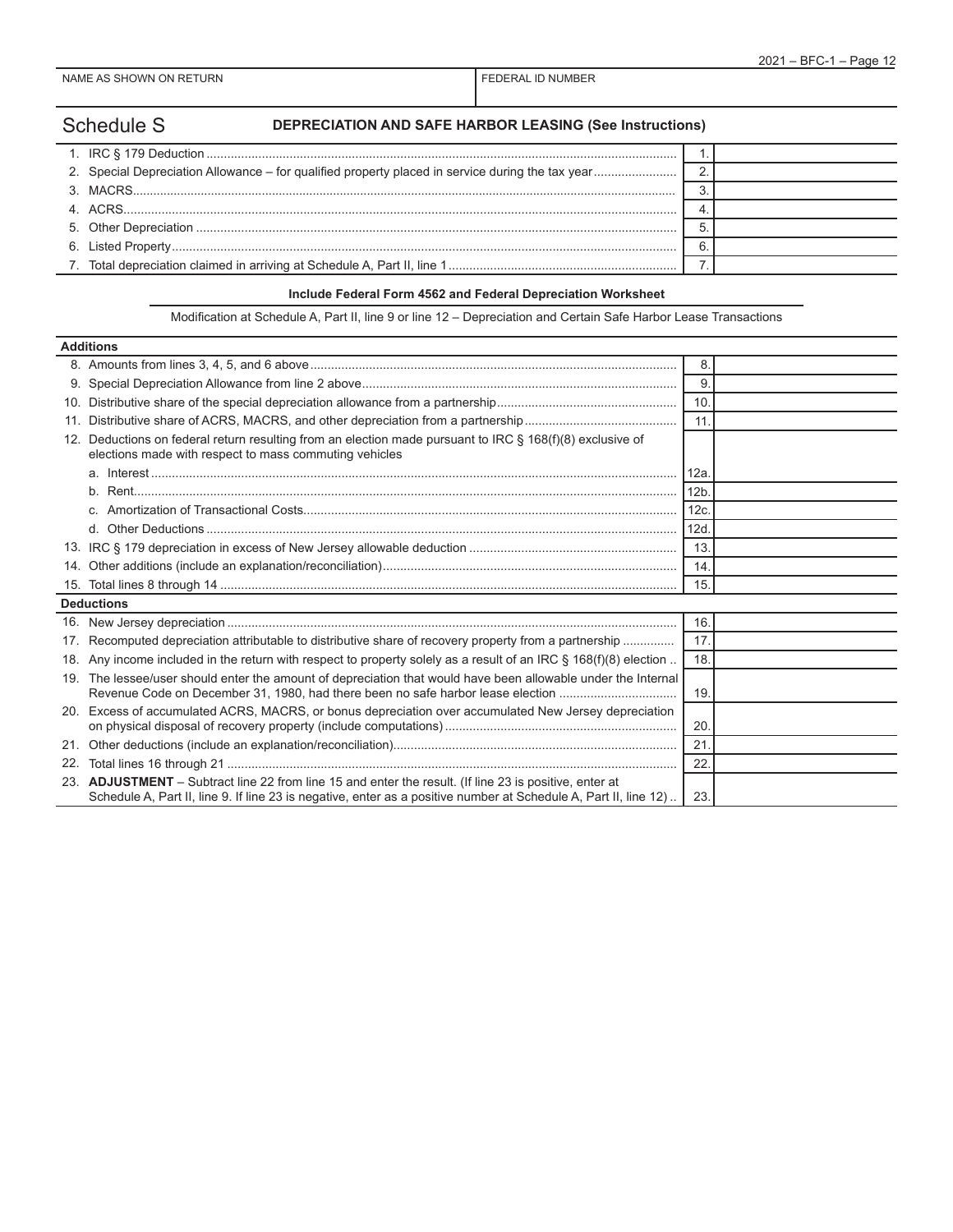| NAME AS SHOWN ON RETURN | FEDERAL ID NUMBER |
|---|---|
| | |

## Schedule S DEPRECIATION AND SAFE HARBOR LEASING (See Instructions)

| | | |
|---|---|---|
| 1. IRC § 179 Deduction | 1. | |
| 2. Special Depreciation Allowance – for qualified property placed in service during the tax year | 2. | |
| 3. MACRS | 3. | |
| 4. ACRS | 4. | |
| 5. Other Depreciation | 5. | |
| 6. Listed Property | 6. | |
| 7. Total depreciation claimed in arriving at Schedule A, Part II, line 1 | 7. | |

**Include Federal Form 4562 and Federal Depreciation Worksheet**

Modification at Schedule A, Part II, line 9 or line 12 – Depreciation and Certain Safe Harbor Lease Transactions

| **Additions** | | |
|---|---|---|
| 8. Amounts from lines 3, 4, 5, and 6 above | 8. | |
| 9. Special Depreciation Allowance from line 2 above | 9. | |
| 10. Distributive share of the special depreciation allowance from a partnership | 10. | |
| 11. Distributive share of ACRS, MACRS, and other depreciation from a partnership | 11. | |
| 12. Deductions on federal return resulting from an election made pursuant to IRC § 168(f)(8) exclusive of elections made with respect to mass commuting vehicles | | |
| a. Interest | 12a. | |
| b. Rent | 12b. | |
| c. Amortization of Transactional Costs | 12c. | |
| d. Other Deductions | 12d. | |
| 13. IRC § 179 depreciation in excess of New Jersey allowable deduction | 13. | |
| 14. Other additions (include an explanation/reconciliation) | 14. | |
| 15. Total lines 8 through 14 | 15. | |
| **Deductions** | | |
| 16. New Jersey depreciation | 16. | |
| 17. Recomputed depreciation attributable to distributive share of recovery property from a partnership | 17. | |
| 18. Any income included in the return with respect to property solely as a result of an IRC § 168(f)(8) election | 18. | |
| 19. The lessee/user should enter the amount of depreciation that would have been allowable under the Internal Revenue Code on December 31, 1980, had there been no safe harbor lease election | 19. | |
| 20. Excess of accumulated ACRS, MACRS, or bonus depreciation over accumulated New Jersey depreciation on physical disposal of recovery property (include computations) | 20. | |
| 21. Other deductions (include an explanation/reconciliation) | 21. | |
| 22. Total lines 16 through 21 | 22. | |
| 23. **ADJUSTMENT** – Subtract line 22 from line 15 and enter the result. (If line 23 is positive, enter at Schedule A, Part II, line 9. If line 23 is negative, enter as a positive number at Schedule A, Part II, line 12) | 23. | |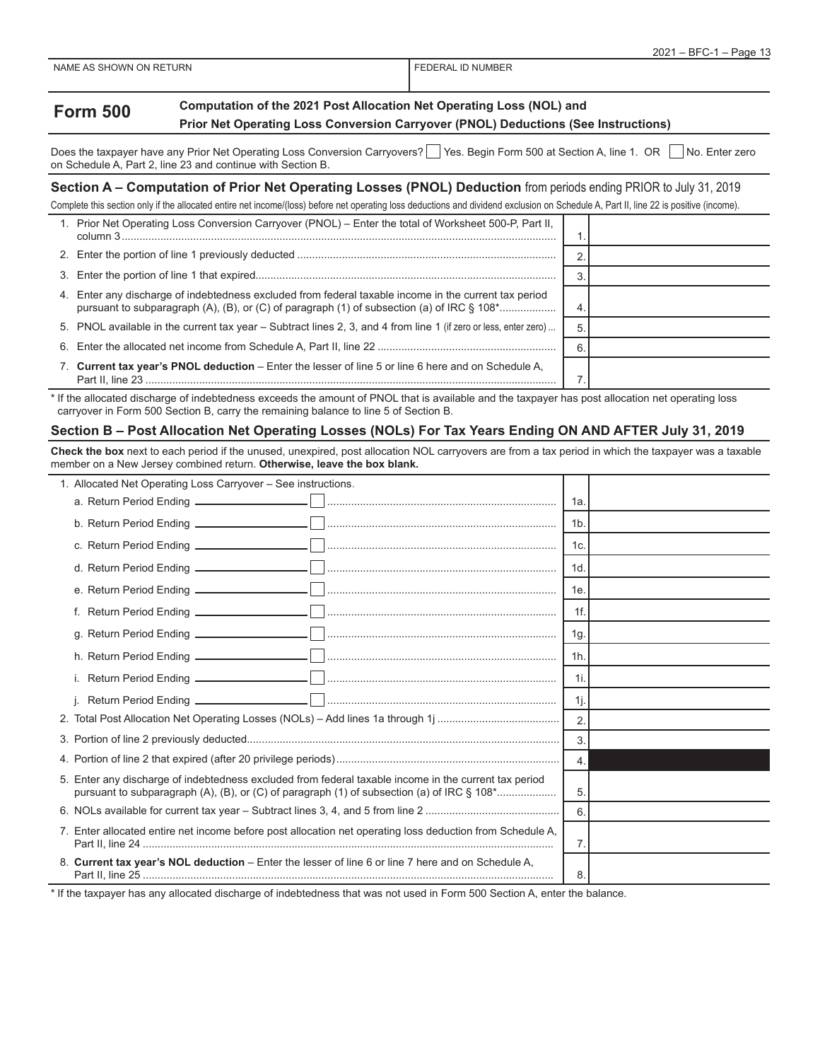| NAME AS SHOWN ON RETURN | FEDERAL ID NUMBER |
|---|---|
| | |

## Form 500

**Computation of the 2021 Post Allocation Net Operating Loss (NOL) and Prior Net Operating Loss Conversion Carryover (PNOL) Deductions (See Instructions)**

Does the taxpayer have any Prior Net Operating Loss Conversion Carryovers? ☐ Yes. Begin Form 500 at Section A, line 1. OR ☐ No. Enter zero on Schedule A, Part 2, line 23 and continue with Section B.

### Section A – Computation of Prior Net Operating Losses (PNOL) Deduction from periods ending PRIOR to July 31, 2019

Complete this section only if the allocated entire net income/(loss) before net operating loss deductions and dividend exclusion on Schedule A, Part II, line 22 is positive (income).

| | | |
|---|---|---|
| 1. Prior Net Operating Loss Conversion Carryover (PNOL) – Enter the total of Worksheet 500-P, Part II, column 3 | 1. | |
| 2. Enter the portion of line 1 previously deducted | 2. | |
| 3. Enter the portion of line 1 that expired | 3. | |
| 4. Enter any discharge of indebtedness excluded from federal taxable income in the current tax period pursuant to subparagraph (A), (B), or (C) of paragraph (1) of subsection (a) of IRC § 108* | 4. | |
| 5. PNOL available in the current tax year – Subtract lines 2, 3, and 4 from line 1 (if zero or less, enter zero) | 5. | |
| 6. Enter the allocated net income from Schedule A, Part II, line 22 | 6. | |
| 7. **Current tax year's PNOL deduction** – Enter the lesser of line 5 or line 6 here and on Schedule A, Part II, line 23 | 7. | |

\* If the allocated discharge of indebtedness exceeds the amount of PNOL that is available and the taxpayer has post allocation net operating loss carryover in Form 500 Section B, carry the remaining balance to line 5 of Section B.

### Section B – Post Allocation Net Operating Losses (NOLs) For Tax Years Ending ON AND AFTER July 31, 2019

**Check the box** next to each period if the unused, unexpired, post allocation NOL carryovers are from a tax period in which the taxpayer was a taxable member on a New Jersey combined return. **Otherwise, leave the box blank.**

| | | |
|---|---|---|
| 1. Allocated Net Operating Loss Carryover – See instructions. | | |
| a. Return Period Ending ________ ☐ | 1a. | |
| b. Return Period Ending ________ ☐ | 1b. | |
| c. Return Period Ending ________ ☐ | 1c. | |
| d. Return Period Ending ________ ☐ | 1d. | |
| e. Return Period Ending ________ ☐ | 1e. | |
| f. Return Period Ending ________ ☐ | 1f. | |
| g. Return Period Ending ________ ☐ | 1g. | |
| h. Return Period Ending ________ ☐ | 1h. | |
| i. Return Period Ending ________ ☐ | 1i. | |
| j. Return Period Ending ________ ☐ | 1j. | |
| 2. Total Post Allocation Net Operating Losses (NOLs) – Add lines 1a through 1j | 2. | |
| 3. Portion of line 2 previously deducted | 3. | |
| 4. Portion of line 2 that expired (after 20 privilege periods) | 4. | |
| 5. Enter any discharge of indebtedness excluded from federal taxable income in the current tax period pursuant to subparagraph (A), (B), or (C) of paragraph (1) of subsection (a) of IRC § 108* | 5. | |
| 6. NOLs available for current tax year – Subtract lines 3, 4, and 5 from line 2 | 6. | |
| 7. Enter allocated entire net income before post allocation net operating loss deduction from Schedule A, Part II, line 24 | 7. | |
| 8. **Current tax year's NOL deduction** – Enter the lesser of line 6 or line 7 here and on Schedule A, Part II, line 25 | 8. | |

\* If the taxpayer has any allocated discharge of indebtedness that was not used in Form 500 Section A, enter the balance.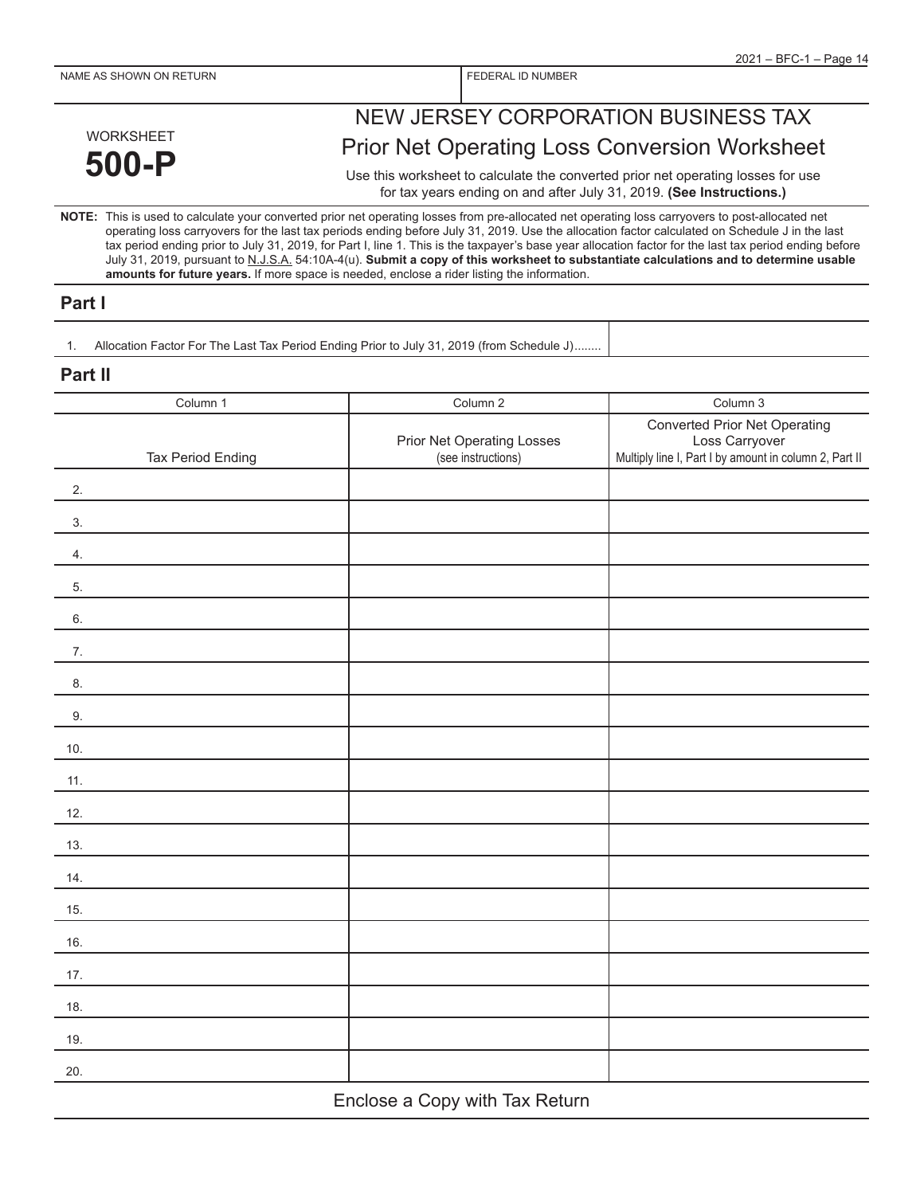| NAME AS SHOWN ON RETURN | FEDERAL ID NUMBER |
|---|---|
| | |

WORKSHEET

# 500-P

## NEW JERSEY CORPORATION BUSINESS TAX
## Prior Net Operating Loss Conversion Worksheet

Use this worksheet to calculate the converted prior net operating losses for use for tax years ending on and after July 31, 2019. **(See Instructions.)**

**NOTE:** This is used to calculate your converted prior net operating losses from pre-allocated net operating loss carryovers to post-allocated net operating loss carryovers for the last tax periods ending before July 31, 2019. Use the allocation factor calculated on Schedule J in the last tax period ending prior to July 31, 2019, for Part I, line 1. This is the taxpayer's base year allocation factor for the last tax period ending before July 31, 2019, pursuant to N.J.S.A. 54:10A-4(u). **Submit a copy of this worksheet to substantiate calculations and to determine usable amounts for future years.** If more space is needed, enclose a rider listing the information.

### Part I

| | |
|---|---|
| 1. Allocation Factor For The Last Tax Period Ending Prior to July 31, 2019 (from Schedule J)........ | |

### Part II

| Column 1 | Column 2 | Column 3 |
|---|---|---|
| Tax Period Ending | Prior Net Operating Losses (see instructions) | Converted Prior Net Operating Loss Carryover Multiply line I, Part I by amount in column 2, Part II |
| 2. | | |
| 3. | | |
| 4. | | |
| 5. | | |
| 6. | | |
| 7. | | |
| 8. | | |
| 9. | | |
| 10. | | |
| 11. | | |
| 12. | | |
| 13. | | |
| 14. | | |
| 15. | | |
| 16. | | |
| 17. | | |
| 18. | | |
| 19. | | |
| 20. | | |

Enclose a Copy with Tax Return